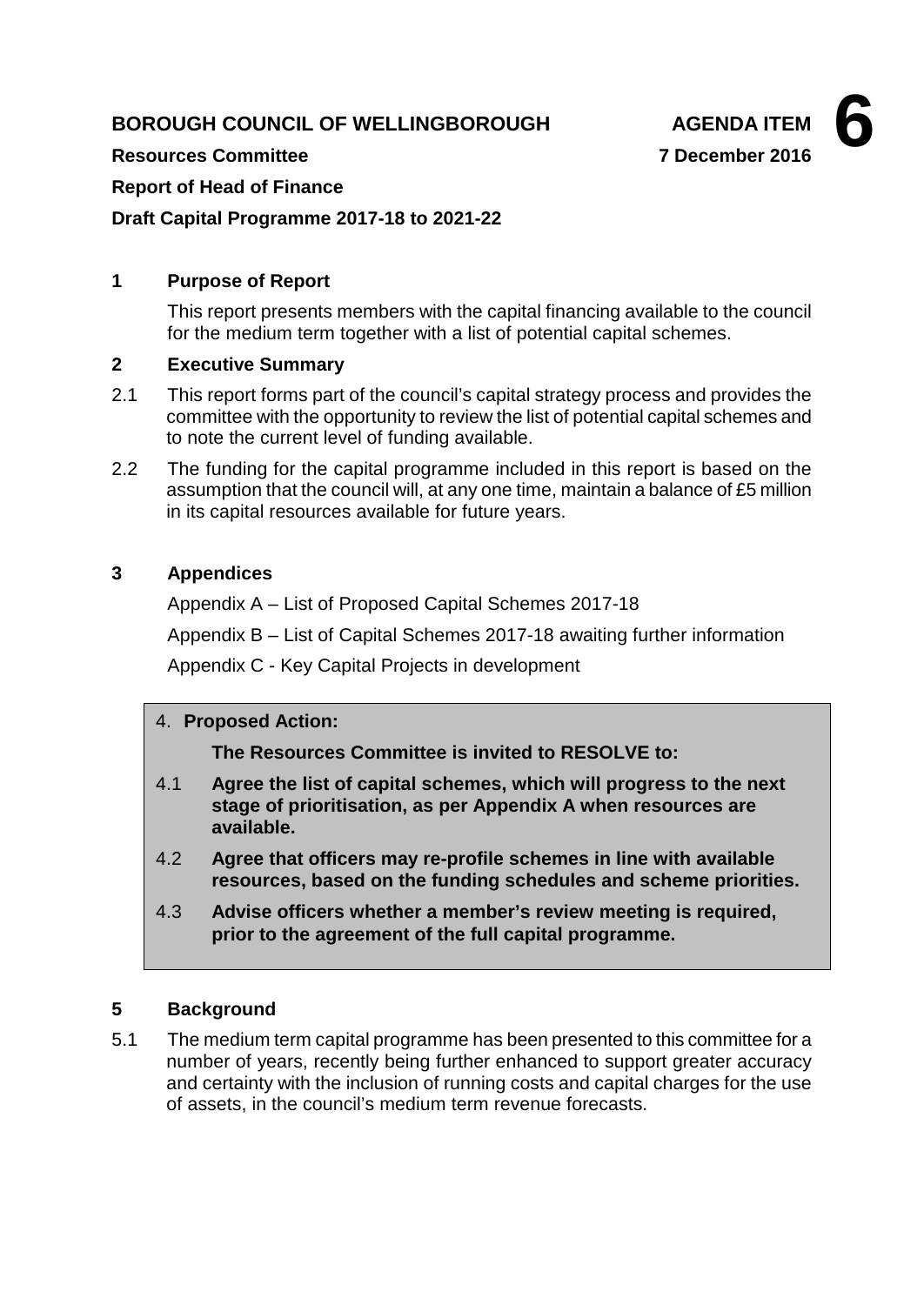**BOROUGH COUNCIL OF WELLINGBOROUGH** **AGENDA ITEM 6**

**Resources Committee** **7 December 2016**

**Report of Head of Finance**

**Draft Capital Programme 2017-18 to 2021-22**

## 1 Purpose of Report

This report presents members with the capital financing available to the council for the medium term together with a list of potential capital schemes.

## 2 Executive Summary

2.1 This report forms part of the council's capital strategy process and provides the committee with the opportunity to review the list of potential capital schemes and to note the current level of funding available.

2.2 The funding for the capital programme included in this report is based on the assumption that the council will, at any one time, maintain a balance of £5 million in its capital resources available for future years.

## 3 Appendices

Appendix A – List of Proposed Capital Schemes 2017-18

Appendix B – List of Capital Schemes 2017-18 awaiting further information

Appendix C - Key Capital Projects in development

## 4. Proposed Action:

**The Resources Committee is invited to RESOLVE to:**

4.1 **Agree the list of capital schemes, which will progress to the next stage of prioritisation, as per Appendix A when resources are available.**

4.2 **Agree that officers may re-profile schemes in line with available resources, based on the funding schedules and scheme priorities.**

4.3 **Advise officers whether a member's review meeting is required, prior to the agreement of the full capital programme.**

## 5 Background

5.1 The medium term capital programme has been presented to this committee for a number of years, recently being further enhanced to support greater accuracy and certainty with the inclusion of running costs and capital charges for the use of assets, in the council's medium term revenue forecasts.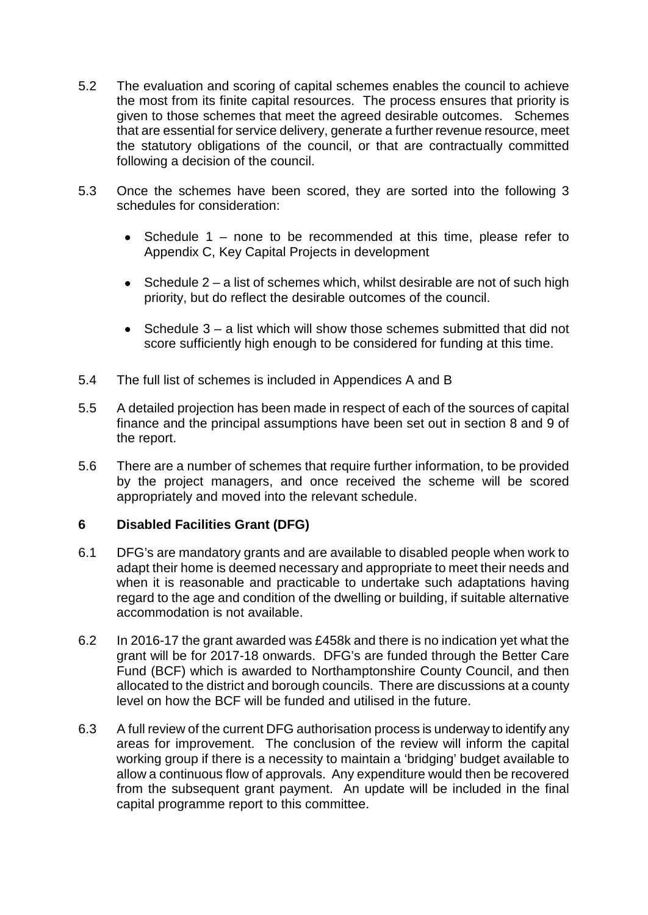5.2 The evaluation and scoring of capital schemes enables the council to achieve the most from its finite capital resources. The process ensures that priority is given to those schemes that meet the agreed desirable outcomes. Schemes that are essential for service delivery, generate a further revenue resource, meet the statutory obligations of the council, or that are contractually committed following a decision of the council.

5.3 Once the schemes have been scored, they are sorted into the following 3 schedules for consideration:

- Schedule 1 – none to be recommended at this time, please refer to Appendix C, Key Capital Projects in development
- Schedule 2 – a list of schemes which, whilst desirable are not of such high priority, but do reflect the desirable outcomes of the council.
- Schedule 3 – a list which will show those schemes submitted that did not score sufficiently high enough to be considered for funding at this time.

5.4 The full list of schemes is included in Appendices A and B

5.5 A detailed projection has been made in respect of each of the sources of capital finance and the principal assumptions have been set out in section 8 and 9 of the report.

5.6 There are a number of schemes that require further information, to be provided by the project managers, and once received the scheme will be scored appropriately and moved into the relevant schedule.

## 6 Disabled Facilities Grant (DFG)

6.1 DFG's are mandatory grants and are available to disabled people when work to adapt their home is deemed necessary and appropriate to meet their needs and when it is reasonable and practicable to undertake such adaptations having regard to the age and condition of the dwelling or building, if suitable alternative accommodation is not available.

6.2 In 2016-17 the grant awarded was £458k and there is no indication yet what the grant will be for 2017-18 onwards. DFG's are funded through the Better Care Fund (BCF) which is awarded to Northamptonshire County Council, and then allocated to the district and borough councils. There are discussions at a county level on how the BCF will be funded and utilised in the future.

6.3 A full review of the current DFG authorisation process is underway to identify any areas for improvement. The conclusion of the review will inform the capital working group if there is a necessity to maintain a 'bridging' budget available to allow a continuous flow of approvals. Any expenditure would then be recovered from the subsequent grant payment. An update will be included in the final capital programme report to this committee.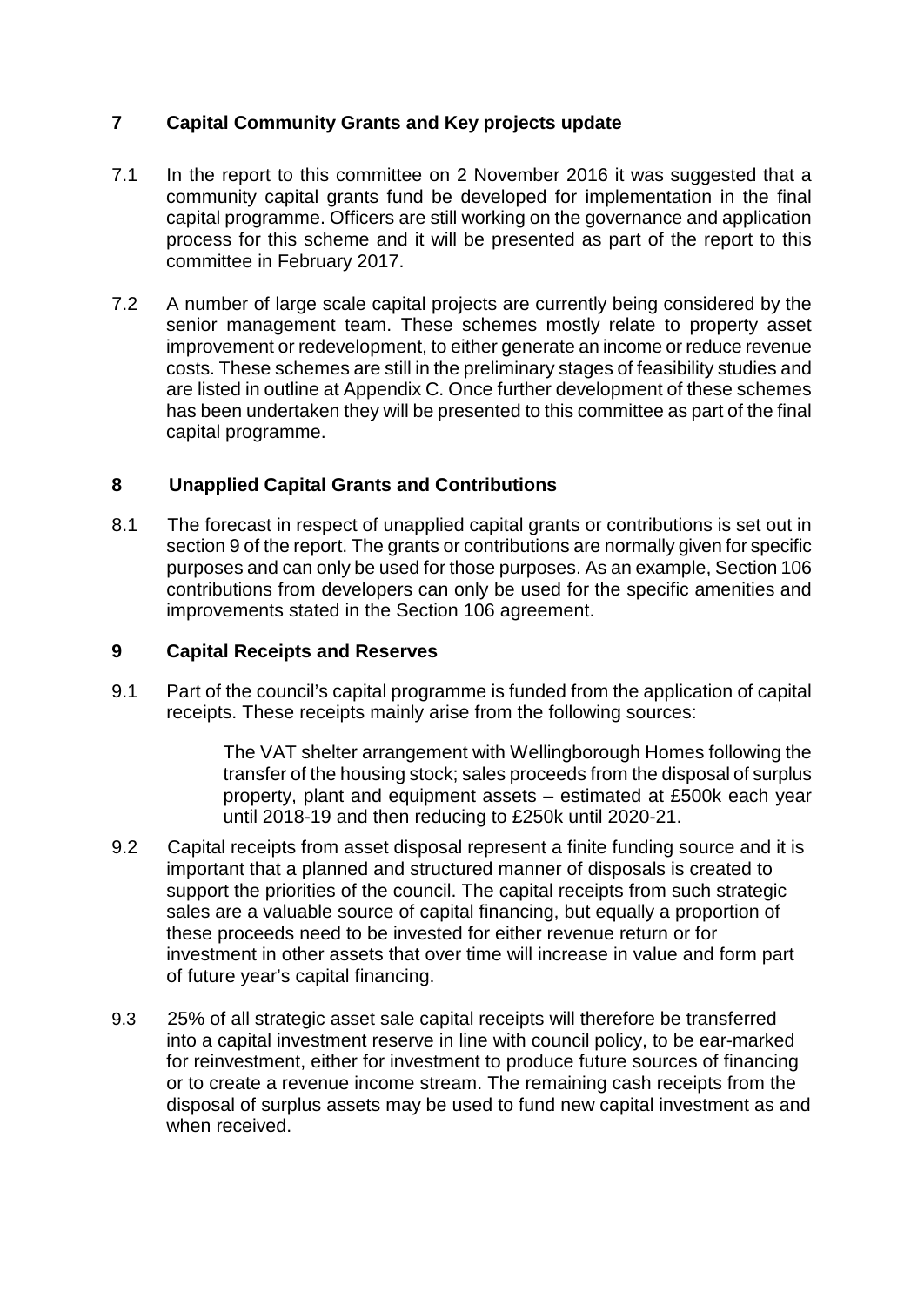## 7 Capital Community Grants and Key projects update

7.1 In the report to this committee on 2 November 2016 it was suggested that a community capital grants fund be developed for implementation in the final capital programme. Officers are still working on the governance and application process for this scheme and it will be presented as part of the report to this committee in February 2017.

7.2 A number of large scale capital projects are currently being considered by the senior management team. These schemes mostly relate to property asset improvement or redevelopment, to either generate an income or reduce revenue costs. These schemes are still in the preliminary stages of feasibility studies and are listed in outline at Appendix C. Once further development of these schemes has been undertaken they will be presented to this committee as part of the final capital programme.

## 8 Unapplied Capital Grants and Contributions

8.1 The forecast in respect of unapplied capital grants or contributions is set out in section 9 of the report. The grants or contributions are normally given for specific purposes and can only be used for those purposes. As an example, Section 106 contributions from developers can only be used for the specific amenities and improvements stated in the Section 106 agreement.

## 9 Capital Receipts and Reserves

9.1 Part of the council's capital programme is funded from the application of capital receipts. These receipts mainly arise from the following sources:

> The VAT shelter arrangement with Wellingborough Homes following the transfer of the housing stock; sales proceeds from the disposal of surplus property, plant and equipment assets – estimated at £500k each year until 2018-19 and then reducing to £250k until 2020-21.

9.2 Capital receipts from asset disposal represent a finite funding source and it is important that a planned and structured manner of disposals is created to support the priorities of the council. The capital receipts from such strategic sales are a valuable source of capital financing, but equally a proportion of these proceeds need to be invested for either revenue return or for investment in other assets that over time will increase in value and form part of future year's capital financing.

9.3 25% of all strategic asset sale capital receipts will therefore be transferred into a capital investment reserve in line with council policy, to be ear-marked for reinvestment, either for investment to produce future sources of financing or to create a revenue income stream. The remaining cash receipts from the disposal of surplus assets may be used to fund new capital investment as and when received.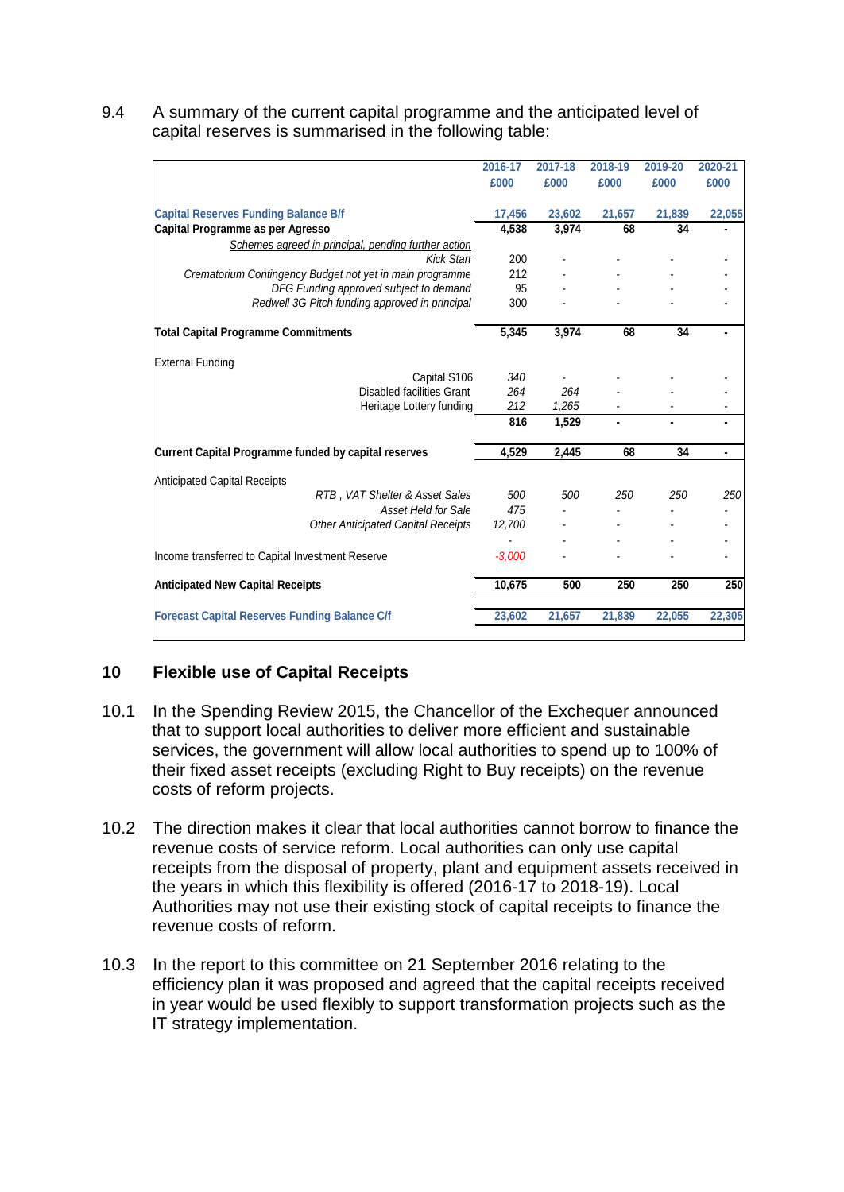9.4 A summary of the current capital programme and the anticipated level of capital reserves is summarised in the following table:

| | 2016-17 £000 | 2017-18 £000 | 2018-19 £000 | 2019-20 £000 | 2020-21 £000 |
|---|---|---|---|---|---|
| **Capital Reserves Funding Balance B/f** | 17,456 | 23,602 | 21,657 | 21,839 | 22,055 |
| **Capital Programme as per Agresso** | 4,538 | 3,974 | 68 | 34 | - |
| *Schemes agreed in principal, pending further action* | | | | | |
| *Kick Start* | 200 | - | - | - | - |
| *Crematorium Contingency Budget not yet in main programme* | 212 | - | - | - | - |
| *DFG Funding approved subject to demand* | 95 | - | - | - | - |
| *Redwell 3G Pitch funding approved in principal* | 300 | - | - | - | - |
| **Total Capital Programme Commitments** | 5,345 | 3,974 | 68 | 34 | - |
| External Funding | | | | | |
| Capital S106 | *340* | - | - | - | - |
| Disabled facilities Grant | *264* | *264* | - | - | - |
| Heritage Lottery funding | *212* | *1,265* | - | - | - |
| | 816 | 1,529 | - | - | - |
| **Current Capital Programme funded by capital reserves** | 4,529 | 2,445 | 68 | 34 | - |
| Anticipated Capital Receipts | | | | | |
| *RTB , VAT Shelter & Asset Sales* | *500* | *500* | *250* | *250* | *250* |
| *Asset Held for Sale* | *475* | - | - | - | - |
| *Other Anticipated Capital Receipts* | *12,700* | - | - | - | - |
| | - | - | - | - | - |
| Income transferred to Capital Investment Reserve | *-3,000* | - | - | - | - |
| **Anticipated New Capital Receipts** | 10,675 | 500 | 250 | 250 | 250 |
| **Forecast Capital Reserves Funding Balance C/f** | 23,602 | 21,657 | 21,839 | 22,055 | 22,305 |

## 10 Flexible use of Capital Receipts

10.1 In the Spending Review 2015, the Chancellor of the Exchequer announced that to support local authorities to deliver more efficient and sustainable services, the government will allow local authorities to spend up to 100% of their fixed asset receipts (excluding Right to Buy receipts) on the revenue costs of reform projects.

10.2 The direction makes it clear that local authorities cannot borrow to finance the revenue costs of service reform. Local authorities can only use capital receipts from the disposal of property, plant and equipment assets received in the years in which this flexibility is offered (2016-17 to 2018-19). Local Authorities may not use their existing stock of capital receipts to finance the revenue costs of reform.

10.3 In the report to this committee on 21 September 2016 relating to the efficiency plan it was proposed and agreed that the capital receipts received in year would be used flexibly to support transformation projects such as the IT strategy implementation.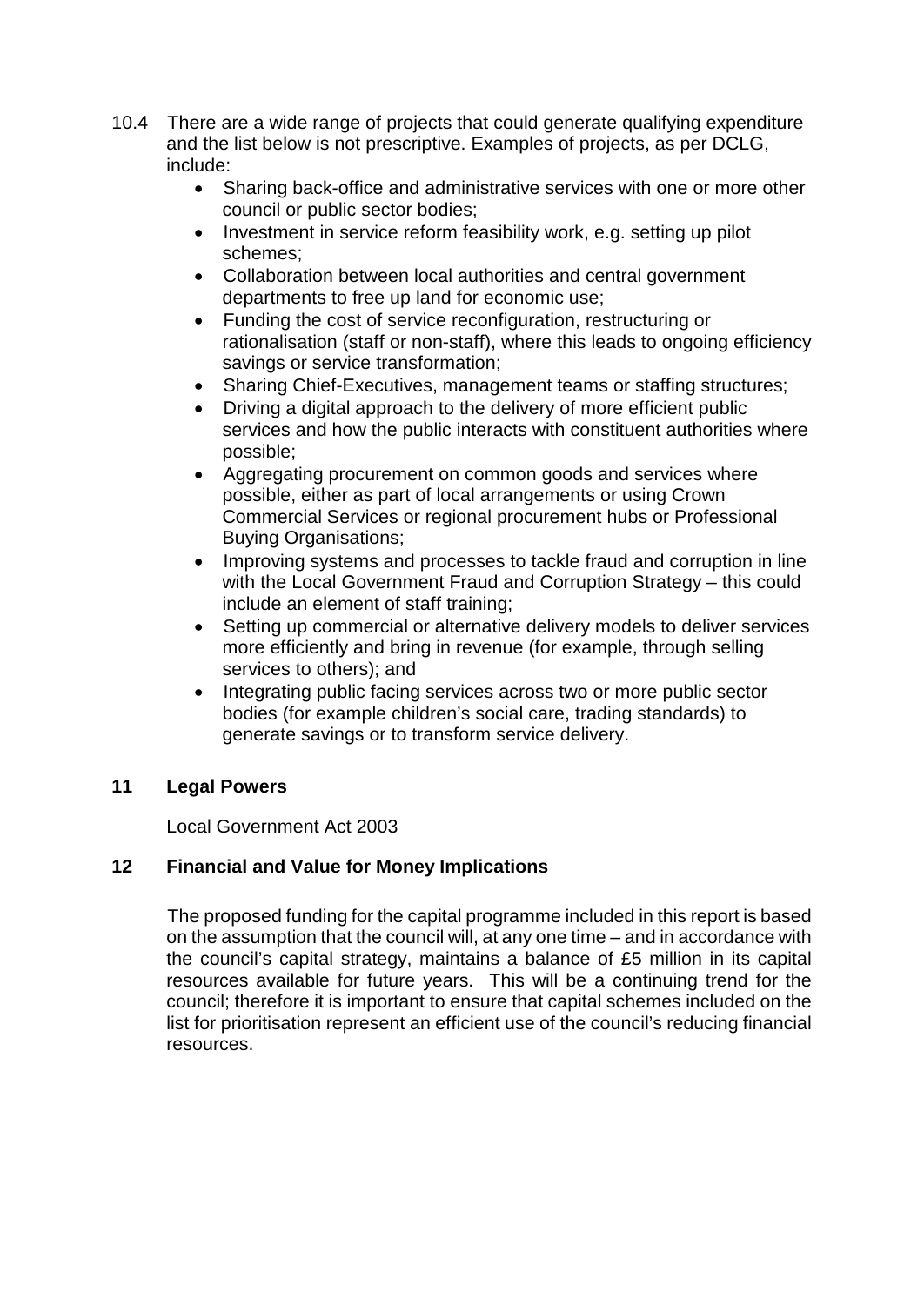10.4 There are a wide range of projects that could generate qualifying expenditure and the list below is not prescriptive. Examples of projects, as per DCLG, include:

- Sharing back-office and administrative services with one or more other council or public sector bodies;
- Investment in service reform feasibility work, e.g. setting up pilot schemes;
- Collaboration between local authorities and central government departments to free up land for economic use;
- Funding the cost of service reconfiguration, restructuring or rationalisation (staff or non-staff), where this leads to ongoing efficiency savings or service transformation;
- Sharing Chief-Executives, management teams or staffing structures;
- Driving a digital approach to the delivery of more efficient public services and how the public interacts with constituent authorities where possible;
- Aggregating procurement on common goods and services where possible, either as part of local arrangements or using Crown Commercial Services or regional procurement hubs or Professional Buying Organisations;
- Improving systems and processes to tackle fraud and corruption in line with the Local Government Fraud and Corruption Strategy – this could include an element of staff training;
- Setting up commercial or alternative delivery models to deliver services more efficiently and bring in revenue (for example, through selling services to others); and
- Integrating public facing services across two or more public sector bodies (for example children's social care, trading standards) to generate savings or to transform service delivery.

## 11 Legal Powers

Local Government Act 2003

## 12 Financial and Value for Money Implications

The proposed funding for the capital programme included in this report is based on the assumption that the council will, at any one time – and in accordance with the council's capital strategy, maintains a balance of £5 million in its capital resources available for future years. This will be a continuing trend for the council; therefore it is important to ensure that capital schemes included on the list for prioritisation represent an efficient use of the council's reducing financial resources.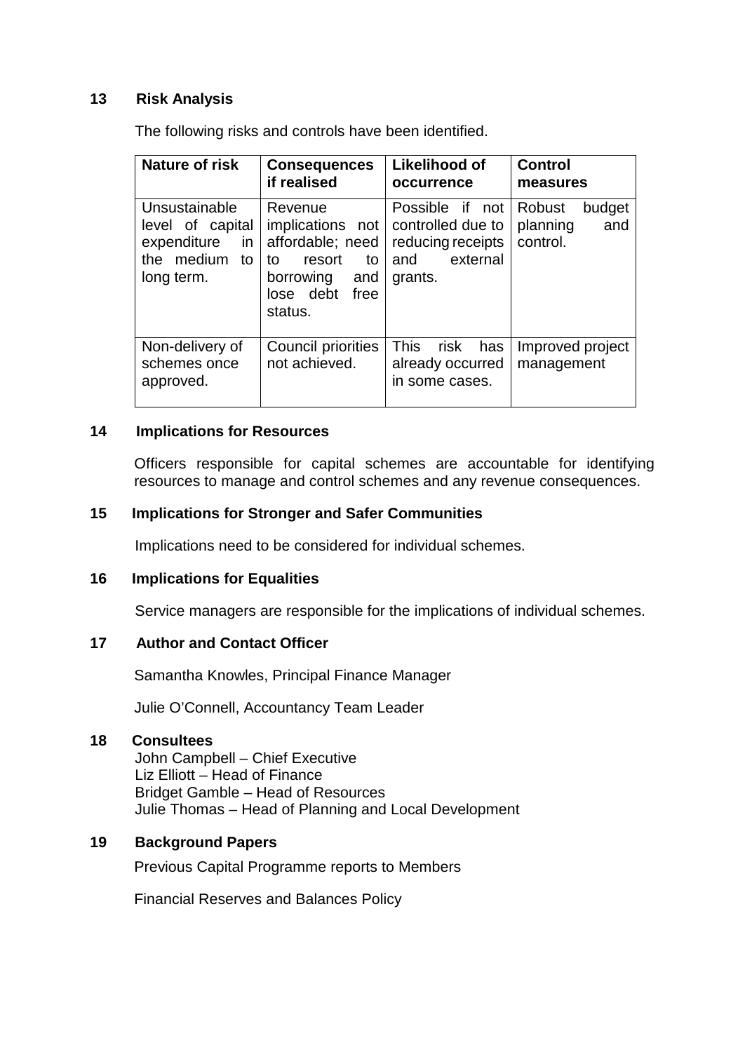## 13 Risk Analysis

The following risks and controls have been identified.

| Nature of risk | Consequences if realised | Likelihood of occurrence | Control measures |
|---|---|---|---|
| Unsustainable level of capital expenditure in the medium to long term. | Revenue implications not affordable; need to resort to borrowing and lose debt free status. | Possible if not controlled due to reducing receipts and external grants. | Robust budget planning and control. |
| Non-delivery of schemes once approved. | Council priorities not achieved. | This risk has already occurred in some cases. | Improved project management |

## 14 Implications for Resources

Officers responsible for capital schemes are accountable for identifying resources to manage and control schemes and any revenue consequences.

## 15 Implications for Stronger and Safer Communities

Implications need to be considered for individual schemes.

## 16 Implications for Equalities

Service managers are responsible for the implications of individual schemes.

## 17 Author and Contact Officer

Samantha Knowles, Principal Finance Manager

Julie O'Connell, Accountancy Team Leader

## 18 Consultees

John Campbell – Chief Executive
Liz Elliott – Head of Finance
Bridget Gamble – Head of Resources
Julie Thomas – Head of Planning and Local Development

## 19 Background Papers

Previous Capital Programme reports to Members

Financial Reserves and Balances Policy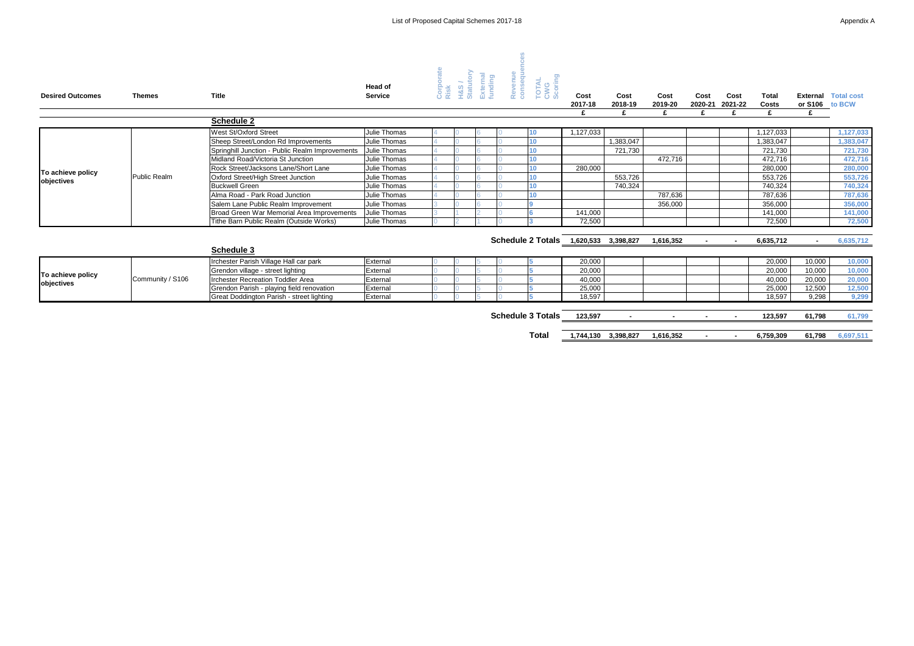# List of Proposed Capital Schemes 2017-18

Appendix A

| Desired Outcomes | Themes | Title | Head of Service | Corporate Risk | H&S / Statutory | External funding | Revenue consequences | TOTAL CWG Scoring | Cost 2017-18 | Cost 2018-19 | Cost 2019-20 | Cost 2020-21 | Cost 2021-22 | Total Costs | External or S106 | Total cost to BCW |
|---|---|---|---|---|---|---|---|---|---|---|---|---|---|---|---|---|
| | | | | | | | | | £ | £ | £ | £ | £ | £ | £ | |
| | | **Schedule 2** | | | | | | | | | | | | | | |
| To achieve policy objectives | Public Realm | West St/Oxford Street | Julie Thomas | 4 | 0 | 6 | 0 | 10 | 1,127,033 | | | | | 1,127,033 | | 1,127,033 |
| | | Sheep Street/London Rd Improvements | Julie Thomas | 4 | 0 | 6 | 0 | 10 | | 1,383,047 | | | | 1,383,047 | | 1,383,047 |
| | | Springhill Junction - Public Realm Improvements | Julie Thomas | 4 | 0 | 6 | 0 | 10 | | 721,730 | | | | 721,730 | | 721,730 |
| | | Midland Road/Victoria St Junction | Julie Thomas | 4 | 0 | 6 | 0 | 10 | | | 472,716 | | | 472,716 | | 472,716 |
| | | Rock Street/Jacksons Lane/Short Lane | Julie Thomas | 4 | 0 | 6 | 0 | 10 | 280,000 | | | | | 280,000 | | 280,000 |
| | | Oxford Street/High Street Junction | Julie Thomas | 4 | 0 | 6 | 0 | 10 | | 553,726 | | | | 553,726 | | 553,726 |
| | | Buckwell Green | Julie Thomas | 4 | 0 | 6 | 0 | 10 | | 740,324 | | | | 740,324 | | 740,324 |
| | | Alma Road - Park Road Junction | Julie Thomas | 4 | 0 | 6 | 0 | 10 | | | 787,636 | | | 787,636 | | 787,636 |
| | | Salem Lane Public Realm Improvement | Julie Thomas | 3 | 0 | 6 | 0 | 9 | | | 356,000 | | | 356,000 | | 356,000 |
| | | Broad Green War Memorial Area Improvements | Julie Thomas | 3 | 1 | 2 | 0 | 6 | 141,000 | | | | | 141,000 | | 141,000 |
| | | Tithe Barn Public Realm (Outside Works) | Julie Thomas | 0 | 2 | 1 | 0 | 3 | 72,500 | | | | | 72,500 | | 72,500 |
| | | | | | | | | **Schedule 2 Totals** | **1,620,533** | **3,398,827** | **1,616,352** | **-** | **-** | **6,635,712** | **-** | **6,635,712** |
| | | **Schedule 3** | | | | | | | | | | | | | | |
| To achieve policy objectives | Community / S106 | Irchester Parish Village Hall car park | External | 0 | 0 | 5 | 0 | 5 | 20,000 | | | | | 20,000 | 10,000 | 10,000 |
| | | Grendon village - street lighting | External | 0 | 0 | 5 | 0 | 5 | 20,000 | | | | | 20,000 | 10,000 | 10,000 |
| | | Irchester Recreation Toddler Area | External | 0 | 0 | 5 | 0 | 5 | 40,000 | | | | | 40,000 | 20,000 | 20,000 |
| | | Grendon Parish - playing field renovation | External | 0 | 0 | 5 | 0 | 5 | 25,000 | | | | | 25,000 | 12,500 | 12,500 |
| | | Great Doddington Parish - street lighting | External | 0 | 0 | 5 | 0 | 5 | 18,597 | | | | | 18,597 | 9,298 | 9,299 |
| | | | | | | | | **Schedule 3 Totals** | **123,597** | **-** | **-** | **-** | **-** | **123,597** | **61,798** | **61,799** |
| | | | | | | | | **Total** | **1,744,130** | **3,398,827** | **1,616,352** | **-** | **-** | **6,759,309** | **61,798** | **6,697,511** |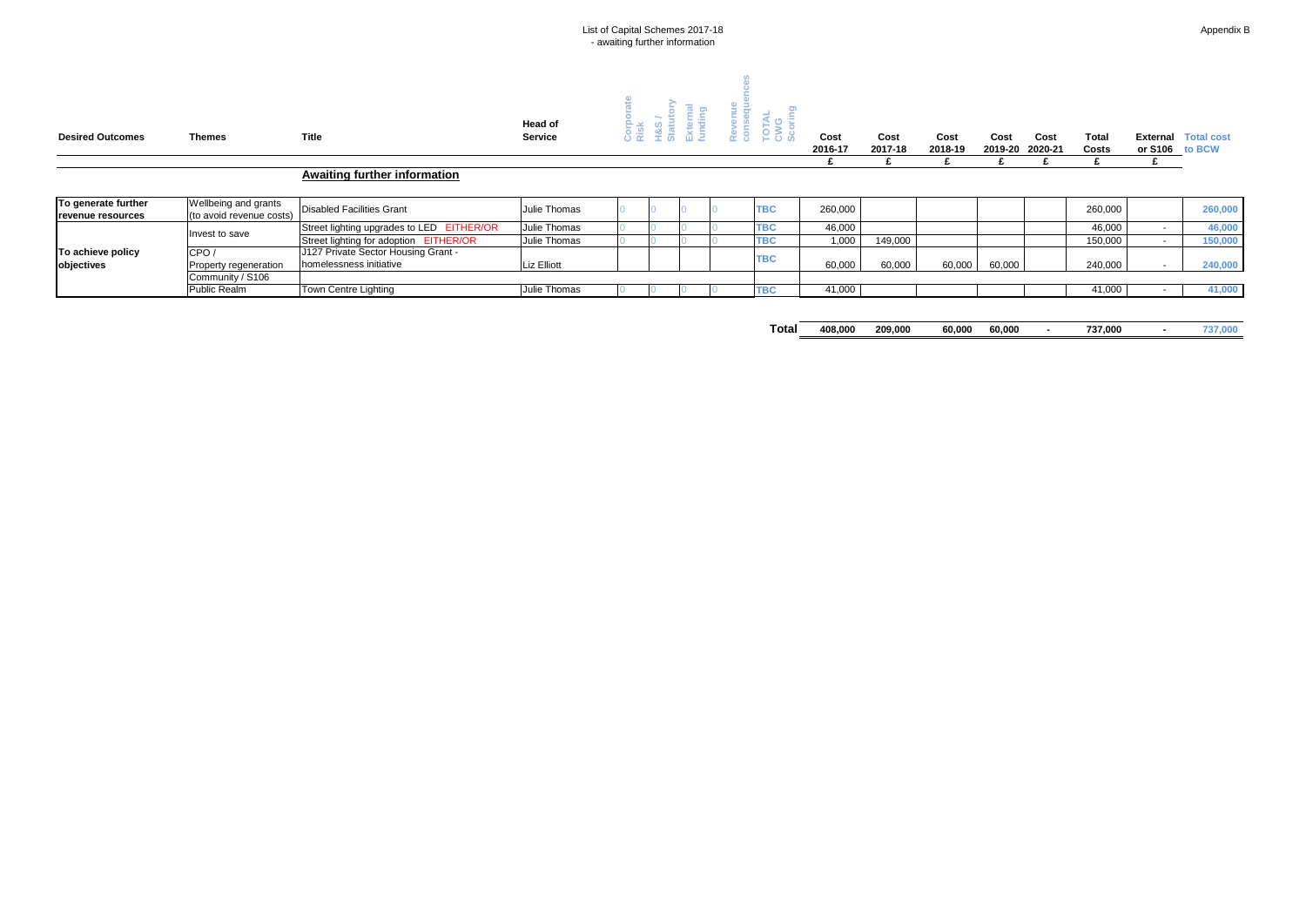List of Capital Schemes 2017-18
- awaiting further information

Appendix B

| Desired Outcomes | Themes | Title | Head of Service | Corporate Risk | H&S / Statutory | External funding | Revenue consequences | TOTAL CWG Scoring | Cost 2016-17 £ | Cost 2017-18 £ | Cost 2018-19 £ | Cost 2019-20 £ | Cost 2020-21 £ | Total Costs £ | External or S106 £ | Total cost to BCW |
|---|---|---|---|---|---|---|---|---|---|---|---|---|---|---|---|---|
| | | **Awaiting further information** | | | | | | | | | | | | | | |
| **To generate further revenue resources** | Wellbeing and grants (to avoid revenue costs) | Disabled Facilities Grant | Julie Thomas | 0 | 0 | 0 | 0 | TBC | 260,000 | | | | | 260,000 | | 260,000 |
| **To achieve policy objectives** | Invest to save | Street lighting upgrades to LED EITHER/OR | Julie Thomas | 0 | 0 | 0 | 0 | TBC | 46,000 | | | | | 46,000 | - | 46,000 |
| | | Street lighting for adoption EITHER/OR | Julie Thomas | 0 | 0 | 0 | 0 | TBC | 1,000 | 149,000 | | | | 150,000 | - | 150,000 |
| | CPO / Property regeneration | J127 Private Sector Housing Grant - homelessness initiative | Liz Elliott | | | | | TBC | 60,000 | 60,000 | 60,000 | 60,000 | | 240,000 | - | 240,000 |
| | Community / S106 | | | | | | | | | | | | | | | |
| | Public Realm | Town Centre Lighting | Julie Thomas | 0 | 0 | 0 | 0 | TBC | 41,000 | | | | | 41,000 | - | 41,000 |
| | | | | | | | | **Total** | 408,000 | 209,000 | 60,000 | 60,000 | - | 737,000 | - | 737,000 |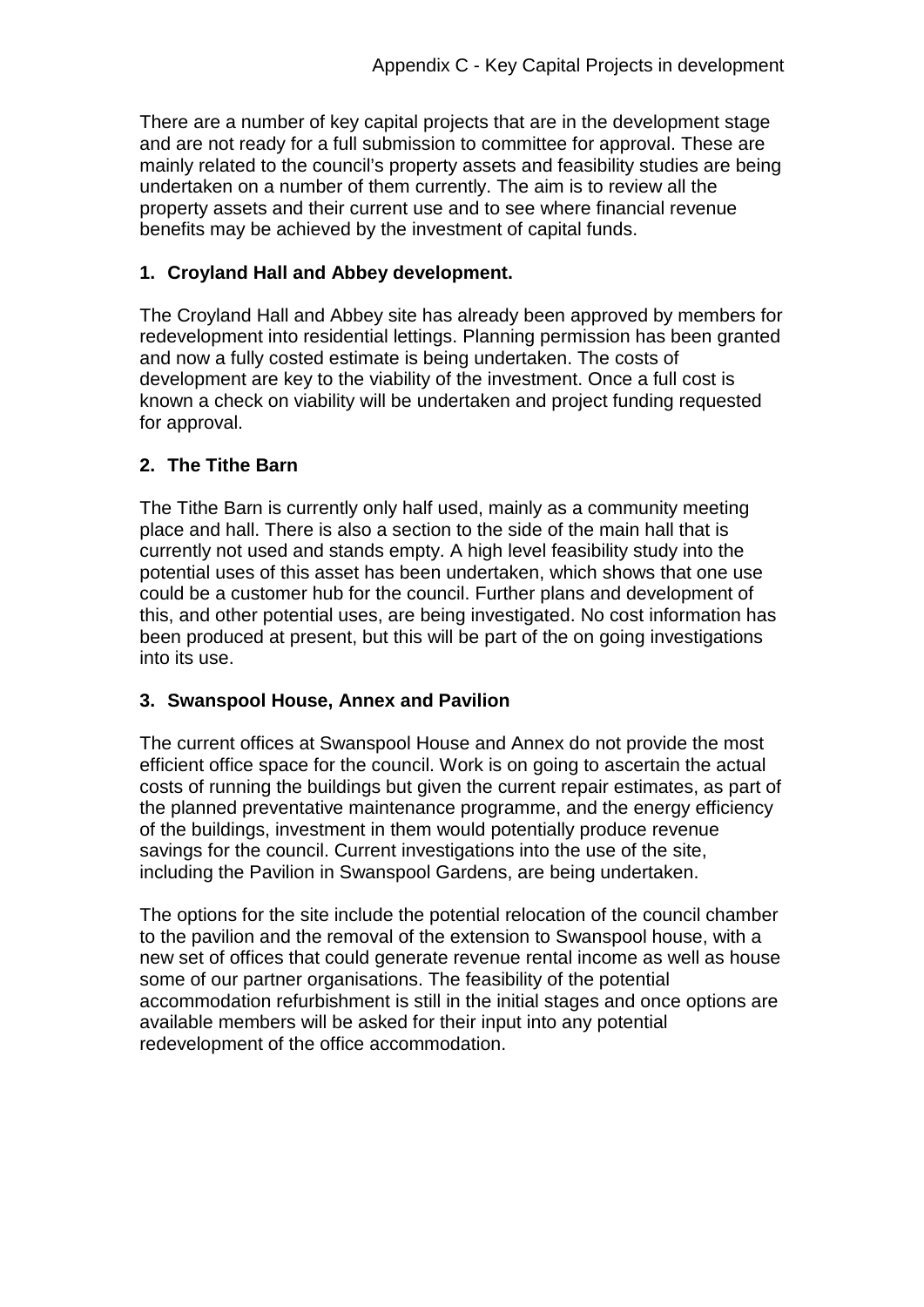# Appendix C - Key Capital Projects in development

There are a number of key capital projects that are in the development stage and are not ready for a full submission to committee for approval. These are mainly related to the council's property assets and feasibility studies are being undertaken on a number of them currently. The aim is to review all the property assets and their current use and to see where financial revenue benefits may be achieved by the investment of capital funds.

## 1. Croyland Hall and Abbey development.

The Croyland Hall and Abbey site has already been approved by members for redevelopment into residential lettings. Planning permission has been granted and now a fully costed estimate is being undertaken. The costs of development are key to the viability of the investment. Once a full cost is known a check on viability will be undertaken and project funding requested for approval.

## 2. The Tithe Barn

The Tithe Barn is currently only half used, mainly as a community meeting place and hall. There is also a section to the side of the main hall that is currently not used and stands empty. A high level feasibility study into the potential uses of this asset has been undertaken, which shows that one use could be a customer hub for the council. Further plans and development of this, and other potential uses, are being investigated. No cost information has been produced at present, but this will be part of the on going investigations into its use.

## 3. Swanspool House, Annex and Pavilion

The current offices at Swanspool House and Annex do not provide the most efficient office space for the council. Work is on going to ascertain the actual costs of running the buildings but given the current repair estimates, as part of the planned preventative maintenance programme, and the energy efficiency of the buildings, investment in them would potentially produce revenue savings for the council. Current investigations into the use of the site, including the Pavilion in Swanspool Gardens, are being undertaken.

The options for the site include the potential relocation of the council chamber to the pavilion and the removal of the extension to Swanspool house, with a new set of offices that could generate revenue rental income as well as house some of our partner organisations. The feasibility of the potential accommodation refurbishment is still in the initial stages and once options are available members will be asked for their input into any potential redevelopment of the office accommodation.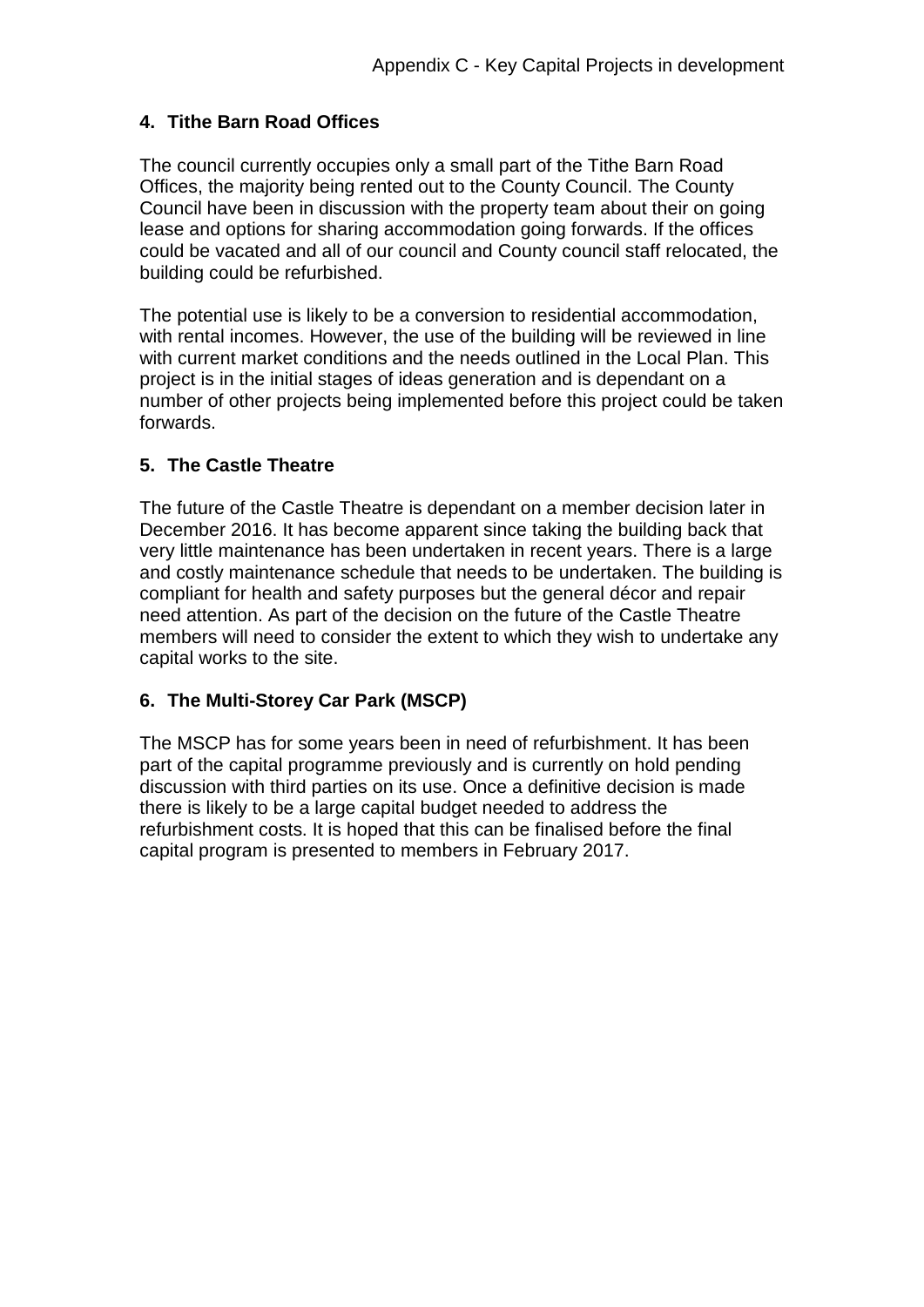## 4. Tithe Barn Road Offices

The council currently occupies only a small part of the Tithe Barn Road Offices, the majority being rented out to the County Council. The County Council have been in discussion with the property team about their on going lease and options for sharing accommodation going forwards. If the offices could be vacated and all of our council and County council staff relocated, the building could be refurbished.

The potential use is likely to be a conversion to residential accommodation, with rental incomes. However, the use of the building will be reviewed in line with current market conditions and the needs outlined in the Local Plan. This project is in the initial stages of ideas generation and is dependant on a number of other projects being implemented before this project could be taken forwards.

## 5. The Castle Theatre

The future of the Castle Theatre is dependant on a member decision later in December 2016. It has become apparent since taking the building back that very little maintenance has been undertaken in recent years. There is a large and costly maintenance schedule that needs to be undertaken. The building is compliant for health and safety purposes but the general décor and repair need attention. As part of the decision on the future of the Castle Theatre members will need to consider the extent to which they wish to undertake any capital works to the site.

## 6. The Multi-Storey Car Park (MSCP)

The MSCP has for some years been in need of refurbishment. It has been part of the capital programme previously and is currently on hold pending discussion with third parties on its use. Once a definitive decision is made there is likely to be a large capital budget needed to address the refurbishment costs. It is hoped that this can be finalised before the final capital program is presented to members in February 2017.